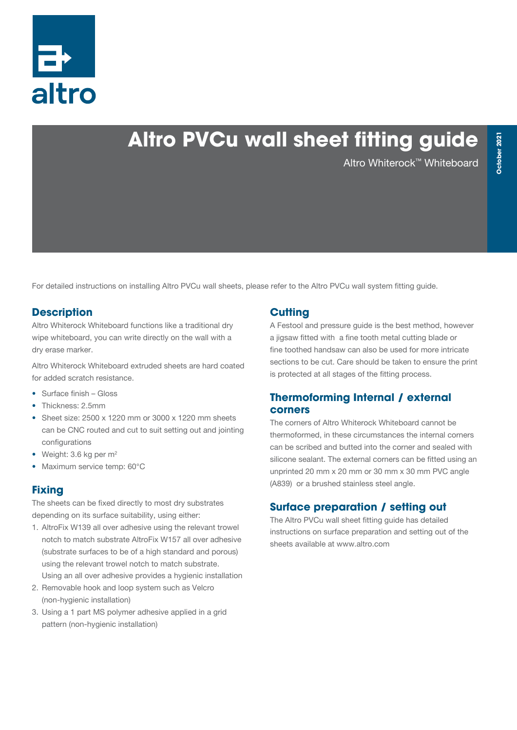# Altro PVCu wall sheet fitting guide

Altro Whiterock™ Whiteboard

October 2021

For detailed instructions on installing Altro PVCu wall sheets, please refer to the Altro PVCu wall system fitting guide.

## Description

Altro Whiterock Whiteboard functions like a traditional dry wipe whiteboard, you can write directly on the wall with a dry erase marker.

Altro Whiterock Whiteboard extruded sheets are hard coated for added scratch resistance.

- Surface finish – Gloss
- Thickness: 2.5mm
- Sheet size: 2500 x 1220 mm or 3000 x 1220 mm sheets can be CNC routed and cut to suit setting out and jointing configurations
- Weight: 3.6 kg per m$^2$
- Maximum service temp: 60°C

## Fixing

The sheets can be fixed directly to most dry substrates depending on its surface suitability, using either:

1. AltroFix W139 all over adhesive using the relevant trowel notch to match substrate AltroFix W157 all over adhesive (substrate surfaces to be of a high standard and porous) using the relevant trowel notch to match substrate. Using an all over adhesive provides a hygienic installation
2. Removable hook and loop system such as Velcro (non-hygienic installation)
3. Using a 1 part MS polymer adhesive applied in a grid pattern (non-hygienic installation)

## Cutting

A Festool and pressure guide is the best method, however a jigsaw fitted with a fine tooth metal cutting blade or fine toothed handsaw can also be used for more intricate sections to be cut. Care should be taken to ensure the print is protected at all stages of the fitting process.

## Thermoforming Internal / external corners

The corners of Altro Whiterock Whiteboard cannot be thermoformed, in these circumstances the internal corners can be scribed and butted into the corner and sealed with silicone sealant. The external corners can be fitted using an unprinted 20 mm x 20 mm or 30 mm x 30 mm PVC angle (A839) or a brushed stainless steel angle.

## Surface preparation / setting out

The Altro PVCu wall sheet fitting guide has detailed instructions on surface preparation and setting out of the sheets available at www.altro.com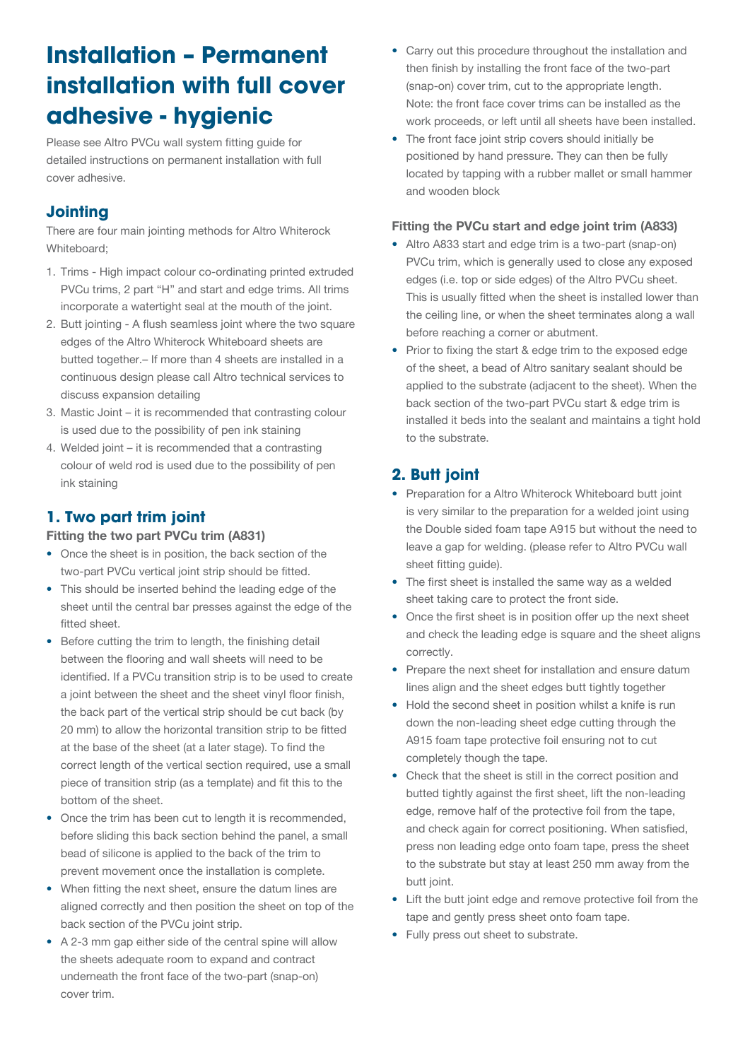# Installation – Permanent installation with full cover adhesive - hygienic

Please see Altro PVCu wall system fitting guide for detailed instructions on permanent installation with full cover adhesive.

## Jointing

There are four main jointing methods for Altro Whiterock Whiteboard;

1. Trims - High impact colour co-ordinating printed extruded PVCu trims, 2 part "H" and start and edge trims. All trims incorporate a watertight seal at the mouth of the joint.
2. Butt jointing - A flush seamless joint where the two square edges of the Altro Whiterock Whiteboard sheets are butted together.– If more than 4 sheets are installed in a continuous design please call Altro technical services to discuss expansion detailing
3. Mastic Joint – it is recommended that contrasting colour is used due to the possibility of pen ink staining
4. Welded joint – it is recommended that a contrasting colour of weld rod is used due to the possibility of pen ink staining

## 1. Two part trim joint

**Fitting the two part PVCu trim (A831)**

- Once the sheet is in position, the back section of the two-part PVCu vertical joint strip should be fitted.
- This should be inserted behind the leading edge of the sheet until the central bar presses against the edge of the fitted sheet.
- Before cutting the trim to length, the finishing detail between the flooring and wall sheets will need to be identified. If a PVCu transition strip is to be used to create a joint between the sheet and the sheet vinyl floor finish, the back part of the vertical strip should be cut back (by 20 mm) to allow the horizontal transition strip to be fitted at the base of the sheet (at a later stage). To find the correct length of the vertical section required, use a small piece of transition strip (as a template) and fit this to the bottom of the sheet.
- Once the trim has been cut to length it is recommended, before sliding this back section behind the panel, a small bead of silicone is applied to the back of the trim to prevent movement once the installation is complete.
- When fitting the next sheet, ensure the datum lines are aligned correctly and then position the sheet on top of the back section of the PVCu joint strip.
- A 2-3 mm gap either side of the central spine will allow the sheets adequate room to expand and contract underneath the front face of the two-part (snap-on) cover trim.
- Carry out this procedure throughout the installation and then finish by installing the front face of the two-part (snap-on) cover trim, cut to the appropriate length. Note: the front face cover trims can be installed as the work proceeds, or left until all sheets have been installed.
- The front face joint strip covers should initially be positioned by hand pressure. They can then be fully located by tapping with a rubber mallet or small hammer and wooden block

**Fitting the PVCu start and edge joint trim (A833)**

- Altro A833 start and edge trim is a two-part (snap-on) PVCu trim, which is generally used to close any exposed edges (i.e. top or side edges) of the Altro PVCu sheet. This is usually fitted when the sheet is installed lower than the ceiling line, or when the sheet terminates along a wall before reaching a corner or abutment.
- Prior to fixing the start & edge trim to the exposed edge of the sheet, a bead of Altro sanitary sealant should be applied to the substrate (adjacent to the sheet). When the back section of the two-part PVCu start & edge trim is installed it beds into the sealant and maintains a tight hold to the substrate.

## 2. Butt joint

- Preparation for a Altro Whiterock Whiteboard butt joint is very similar to the preparation for a welded joint using the Double sided foam tape A915 but without the need to leave a gap for welding. (please refer to Altro PVCu wall sheet fitting guide).
- The first sheet is installed the same way as a welded sheet taking care to protect the front side.
- Once the first sheet is in position offer up the next sheet and check the leading edge is square and the sheet aligns correctly.
- Prepare the next sheet for installation and ensure datum lines align and the sheet edges butt tightly together
- Hold the second sheet in position whilst a knife is run down the non-leading sheet edge cutting through the A915 foam tape protective foil ensuring not to cut completely though the tape.
- Check that the sheet is still in the correct position and butted tightly against the first sheet, lift the non-leading edge, remove half of the protective foil from the tape, and check again for correct positioning. When satisfied, press non leading edge onto foam tape, press the sheet to the substrate but stay at least 250 mm away from the butt joint.
- Lift the butt joint edge and remove protective foil from the tape and gently press sheet onto foam tape.
- Fully press out sheet to substrate.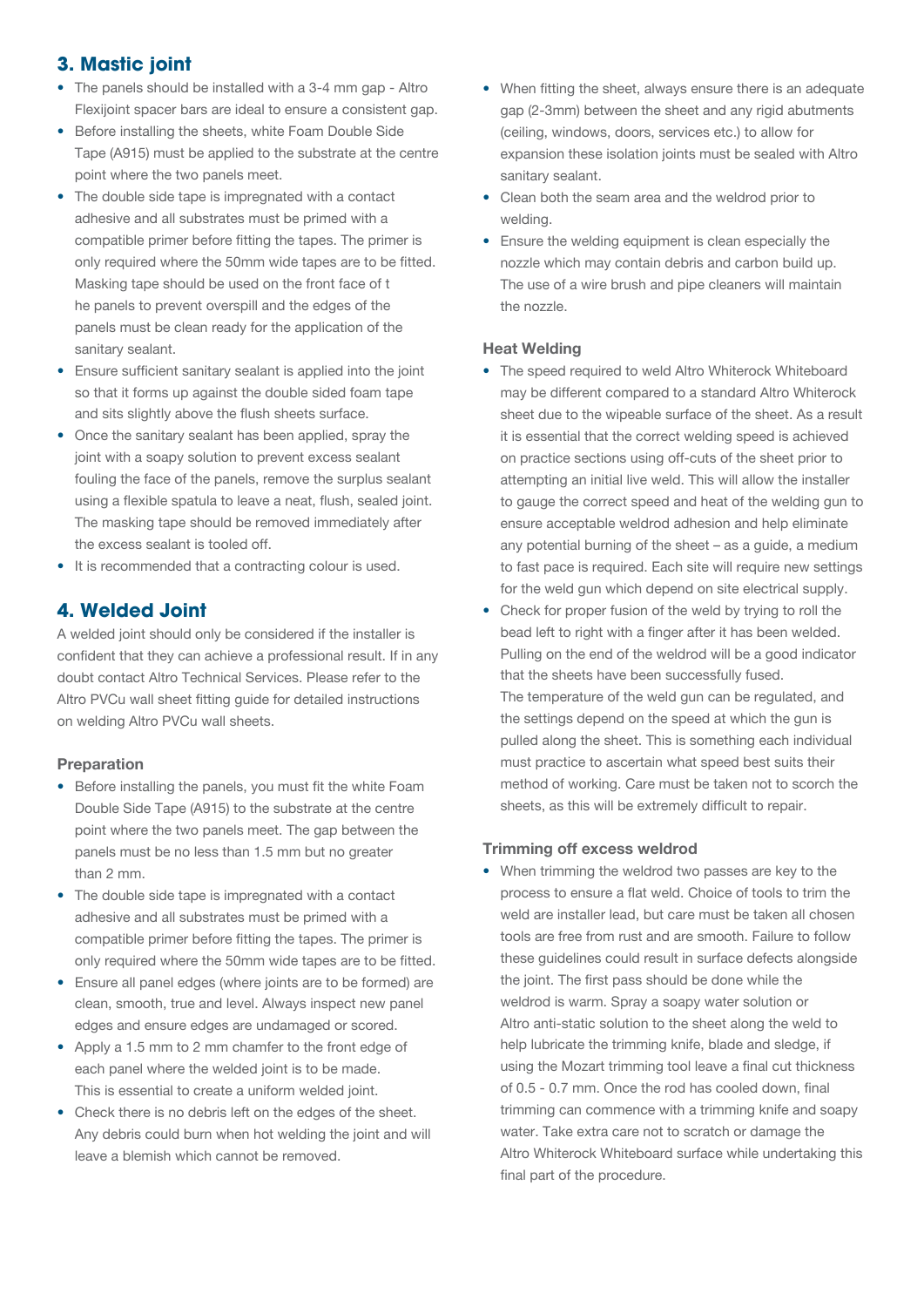## 3. Mastic joint

- The panels should be installed with a 3-4 mm gap - Altro Flexijoint spacer bars are ideal to ensure a consistent gap.
- Before installing the sheets, white Foam Double Side Tape (A915) must be applied to the substrate at the centre point where the two panels meet.
- The double side tape is impregnated with a contact adhesive and all substrates must be primed with a compatible primer before fitting the tapes. The primer is only required where the 50mm wide tapes are to be fitted. Masking tape should be used on the front face of t he panels to prevent overspill and the edges of the panels must be clean ready for the application of the sanitary sealant.
- Ensure sufficient sanitary sealant is applied into the joint so that it forms up against the double sided foam tape and sits slightly above the flush sheets surface.
- Once the sanitary sealant has been applied, spray the joint with a soapy solution to prevent excess sealant fouling the face of the panels, remove the surplus sealant using a flexible spatula to leave a neat, flush, sealed joint. The masking tape should be removed immediately after the excess sealant is tooled off.
- It is recommended that a contracting colour is used.

## 4. Welded Joint

A welded joint should only be considered if the installer is confident that they can achieve a professional result. If in any doubt contact Altro Technical Services. Please refer to the Altro PVCu wall sheet fitting guide for detailed instructions on welding Altro PVCu wall sheets.

### Preparation

- Before installing the panels, you must fit the white Foam Double Side Tape (A915) to the substrate at the centre point where the two panels meet. The gap between the panels must be no less than 1.5 mm but no greater than 2 mm.
- The double side tape is impregnated with a contact adhesive and all substrates must be primed with a compatible primer before fitting the tapes. The primer is only required where the 50mm wide tapes are to be fitted.
- Ensure all panel edges (where joints are to be formed) are clean, smooth, true and level. Always inspect new panel edges and ensure edges are undamaged or scored.
- Apply a 1.5 mm to 2 mm chamfer to the front edge of each panel where the welded joint is to be made. This is essential to create a uniform welded joint.
- Check there is no debris left on the edges of the sheet. Any debris could burn when hot welding the joint and will leave a blemish which cannot be removed.
- When fitting the sheet, always ensure there is an adequate gap (2-3mm) between the sheet and any rigid abutments (ceiling, windows, doors, services etc.) to allow for expansion these isolation joints must be sealed with Altro sanitary sealant.
- Clean both the seam area and the weldrod prior to welding.
- Ensure the welding equipment is clean especially the nozzle which may contain debris and carbon build up. The use of a wire brush and pipe cleaners will maintain the nozzle.

### Heat Welding

- The speed required to weld Altro Whiterock Whiteboard may be different compared to a standard Altro Whiterock sheet due to the wipeable surface of the sheet. As a result it is essential that the correct welding speed is achieved on practice sections using off-cuts of the sheet prior to attempting an initial live weld. This will allow the installer to gauge the correct speed and heat of the welding gun to ensure acceptable weldrod adhesion and help eliminate any potential burning of the sheet – as a guide, a medium to fast pace is required. Each site will require new settings for the weld gun which depend on site electrical supply.
- Check for proper fusion of the weld by trying to roll the bead left to right with a finger after it has been welded. Pulling on the end of the weldrod will be a good indicator that the sheets have been successfully fused.
  The temperature of the weld gun can be regulated, and the settings depend on the speed at which the gun is pulled along the sheet. This is something each individual must practice to ascertain what speed best suits their method of working. Care must be taken not to scorch the sheets, as this will be extremely difficult to repair.

### Trimming off excess weldrod

- When trimming the weldrod two passes are key to the process to ensure a flat weld. Choice of tools to trim the weld are installer lead, but care must be taken all chosen tools are free from rust and are smooth. Failure to follow these guidelines could result in surface defects alongside the joint. The first pass should be done while the weldrod is warm. Spray a soapy water solution or Altro anti-static solution to the sheet along the weld to help lubricate the trimming knife, blade and sledge, if using the Mozart trimming tool leave a final cut thickness of 0.5 - 0.7 mm. Once the rod has cooled down, final trimming can commence with a trimming knife and soapy water. Take extra care not to scratch or damage the Altro Whiterock Whiteboard surface while undertaking this final part of the procedure.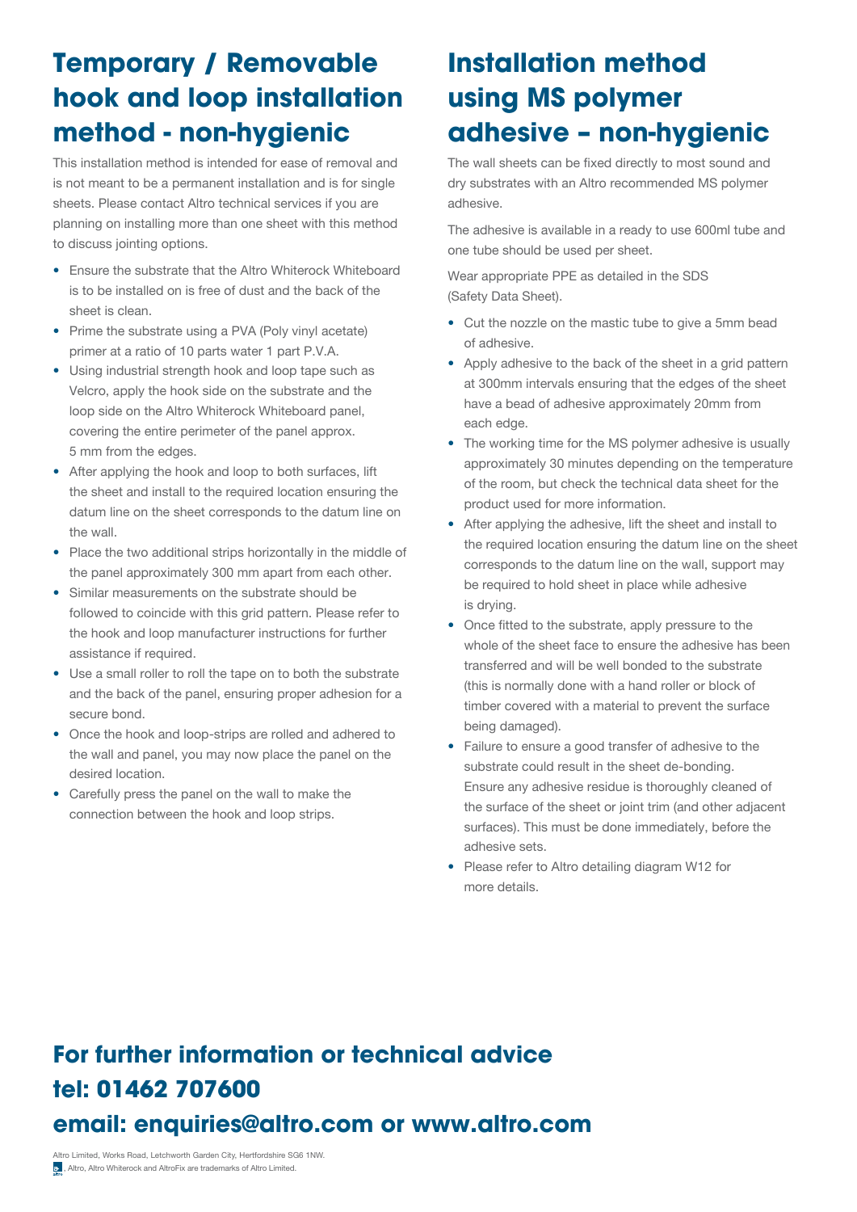# Temporary / Removable hook and loop installation method - non-hygienic

This installation method is intended for ease of removal and is not meant to be a permanent installation and is for single sheets. Please contact Altro technical services if you are planning on installing more than one sheet with this method to discuss jointing options.

- Ensure the substrate that the Altro Whiterock Whiteboard is to be installed on is free of dust and the back of the sheet is clean.
- Prime the substrate using a PVA (Poly vinyl acetate) primer at a ratio of 10 parts water 1 part P.V.A.
- Using industrial strength hook and loop tape such as Velcro, apply the hook side on the substrate and the loop side on the Altro Whiterock Whiteboard panel, covering the entire perimeter of the panel approx. 5 mm from the edges.
- After applying the hook and loop to both surfaces, lift the sheet and install to the required location ensuring the datum line on the sheet corresponds to the datum line on the wall.
- Place the two additional strips horizontally in the middle of the panel approximately 300 mm apart from each other.
- Similar measurements on the substrate should be followed to coincide with this grid pattern. Please refer to the hook and loop manufacturer instructions for further assistance if required.
- Use a small roller to roll the tape on to both the substrate and the back of the panel, ensuring proper adhesion for a secure bond.
- Once the hook and loop-strips are rolled and adhered to the wall and panel, you may now place the panel on the desired location.
- Carefully press the panel on the wall to make the connection between the hook and loop strips.

# Installation method using MS polymer adhesive – non-hygienic

The wall sheets can be fixed directly to most sound and dry substrates with an Altro recommended MS polymer adhesive.

The adhesive is available in a ready to use 600ml tube and one tube should be used per sheet.

Wear appropriate PPE as detailed in the SDS (Safety Data Sheet).

- Cut the nozzle on the mastic tube to give a 5mm bead of adhesive.
- Apply adhesive to the back of the sheet in a grid pattern at 300mm intervals ensuring that the edges of the sheet have a bead of adhesive approximately 20mm from each edge.
- The working time for the MS polymer adhesive is usually approximately 30 minutes depending on the temperature of the room, but check the technical data sheet for the product used for more information.
- After applying the adhesive, lift the sheet and install to the required location ensuring the datum line on the sheet corresponds to the datum line on the wall, support may be required to hold sheet in place while adhesive is drying.
- Once fitted to the substrate, apply pressure to the whole of the sheet face to ensure the adhesive has been transferred and will be well bonded to the substrate (this is normally done with a hand roller or block of timber covered with a material to prevent the surface being damaged).
- Failure to ensure a good transfer of adhesive to the substrate could result in the sheet de-bonding. Ensure any adhesive residue is thoroughly cleaned of the surface of the sheet or joint trim (and other adjacent surfaces). This must be done immediately, before the adhesive sets.
- Please refer to Altro detailing diagram W12 for more details.

## For further information or technical advice
## tel: 01462 707600
## email: enquiries@altro.com or www.altro.com

Altro Limited, Works Road, Letchworth Garden City, Hertfordshire SG6 1NW.

, Altro, Altro Whiterock and AltroFix are trademarks of Altro Limited.